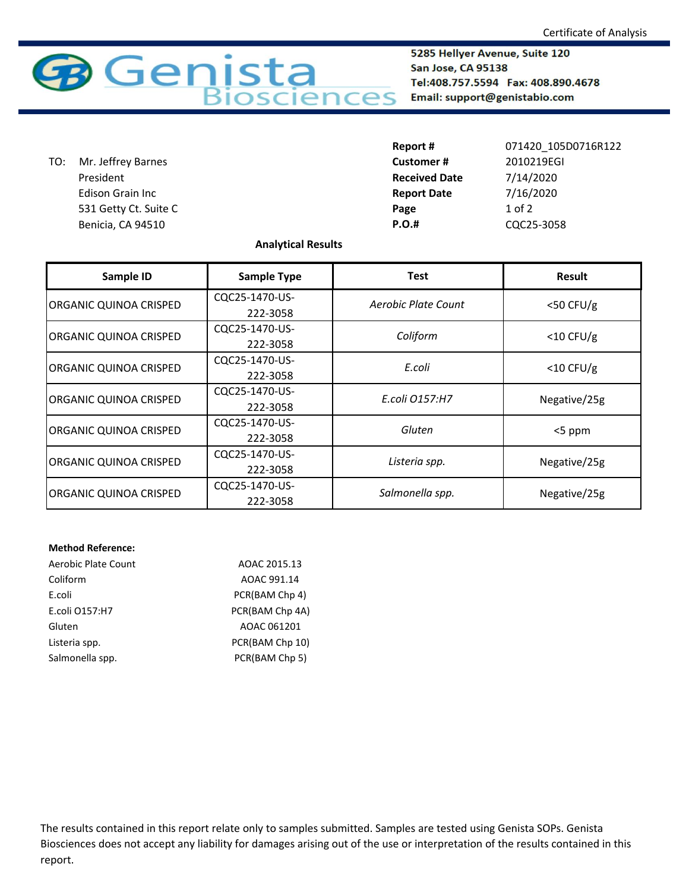Certificate of Analysis

# Genista Biosciences

5285 Hellyer Avenue, Suite 120
San Jose, CA 95138
Tel:408.757.5594 Fax: 408.890.4678
Email: support@genistabio.com

TO: Mr. Jeffrey Barnes
President
Edison Grain Inc
531 Getty Ct. Suite C
Benicia, CA 94510

**Report #** 071420_105D0716R122
**Customer #** 2010219EGI
**Received Date** 7/14/2020
**Report Date** 7/16/2020
**Page** 1 of 2
**P.O.#** CQC25-3058

**Analytical Results**

| Sample ID | Sample Type | Test | Result |
|---|---|---|---|
| ORGANIC QUINOA CRISPED | CQC25-1470-US-222-3058 | *Aerobic Plate Count* | <50 CFU/g |
| ORGANIC QUINOA CRISPED | CQC25-1470-US-222-3058 | *Coliform* | <10 CFU/g |
| ORGANIC QUINOA CRISPED | CQC25-1470-US-222-3058 | *E.coli* | <10 CFU/g |
| ORGANIC QUINOA CRISPED | CQC25-1470-US-222-3058 | *E.coli O157:H7* | Negative/25g |
| ORGANIC QUINOA CRISPED | CQC25-1470-US-222-3058 | *Gluten* | <5 ppm |
| ORGANIC QUINOA CRISPED | CQC25-1470-US-222-3058 | *Listeria spp.* | Negative/25g |
| ORGANIC QUINOA CRISPED | CQC25-1470-US-222-3058 | *Salmonella spp.* | Negative/25g |

**Method Reference:**

| | |
|---|---|
| Aerobic Plate Count | AOAC 2015.13 |
| Coliform | AOAC 991.14 |
| E.coli | PCR(BAM Chp 4) |
| E.coli O157:H7 | PCR(BAM Chp 4A) |
| Gluten | AOAC 061201 |
| Listeria spp. | PCR(BAM Chp 10) |
| Salmonella spp. | PCR(BAM Chp 5) |

The results contained in this report relate only to samples submitted. Samples are tested using Genista SOPs. Genista Biosciences does not accept any liability for damages arising out of the use or interpretation of the results contained in this report.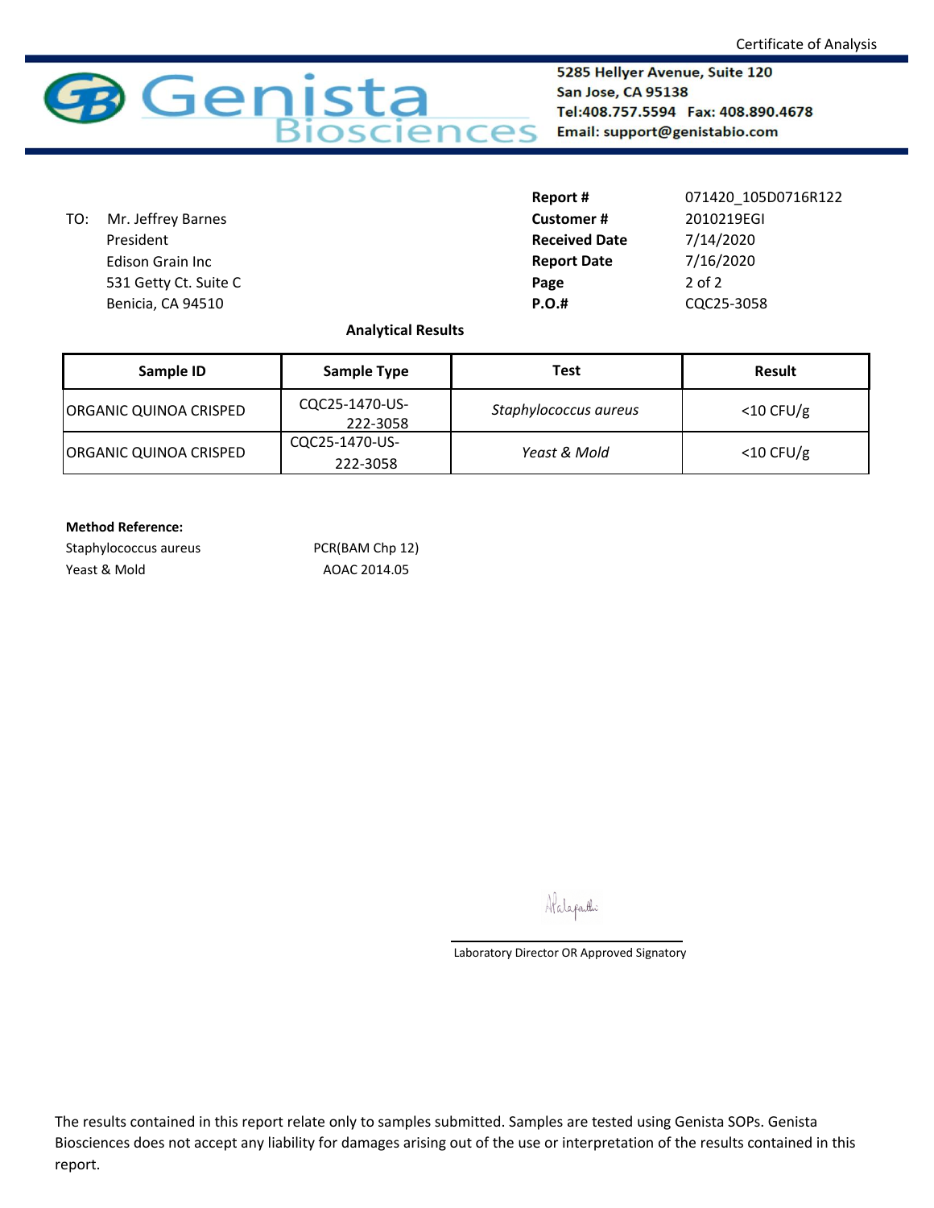Certificate of Analysis

**Genista Biosciences**

**5285 Hellyer Avenue, Suite 120**
**San Jose, CA 95138**
**Tel:408.757.5594 Fax: 408.890.4678**
**Email: support@genistabio.com**

TO: Mr. Jeffrey Barnes
President
Edison Grain Inc
531 Getty Ct. Suite C
Benicia, CA 94510

| | |
|---|---|
| **Report #** | 071420_105D0716R122 |
| **Customer #** | 2010219EGI |
| **Received Date** | 7/14/2020 |
| **Report Date** | 7/16/2020 |
| **Page** | 2 of 2 |
| **P.O.#** | CQC25-3058 |

**Analytical Results**

| Sample ID | Sample Type | Test | Result |
|---|---|---|---|
| ORGANIC QUINOA CRISPED | CQC25-1470-US-222-3058 | *Staphylococcus aureus* | <10 CFU/g |
| ORGANIC QUINOA CRISPED | CQC25-1470-US-222-3058 | *Yeast & Mold* | <10 CFU/g |

**Method Reference:**

| | |
|---|---|
| Staphylococcus aureus | PCR(BAM Chp 12) |
| Yeast & Mold | AOAC 2014.05 |

Laboratory Director OR Approved Signatory

The results contained in this report relate only to samples submitted. Samples are tested using Genista SOPs. Genista Biosciences does not accept any liability for damages arising out of the use or interpretation of the results contained in this report.